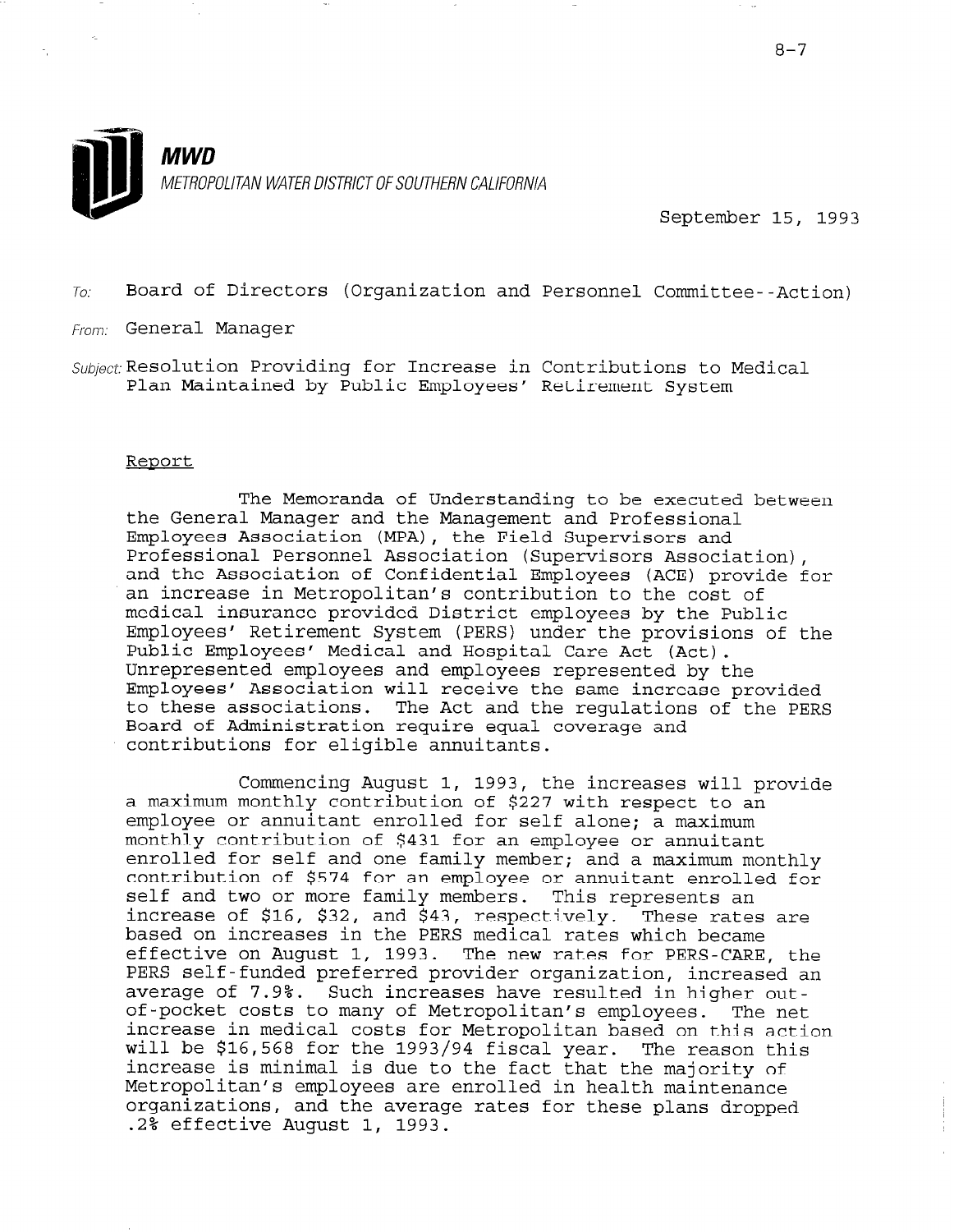**MWD**

METROPOLITAN WATER DISTRICT OF SOUTHERN CALIFORNIA

September 15, 1993

To: Board of Directors (Organization and Personnel Committee--Action)

From: General Manager

Subject: Resolution Providing for Increase in Contributions to Medical Plan Maintained by Public Employees' Retirement System

Report

The Memoranda of Understanding to be executed between the General Manager and the Management and Professional Employees Association (MPA), the Field Supervisors and Professional Personnel Association (Supervisors Association), and the Association of Confidential Employees (ACE) provide for an increase in Metropolitan's contribution to the cost of medical insurance provided District employees by the Public Employees' Retirement System (PERS) under the provisions of the Public Employees' Medical and Hospital Care Act (Act). Unrepresented employees and employees represented by the Employees' Association will receive the same increase provided to these associations. The Act and the regulations of the PERS Board of Administration require equal coverage and contributions for eligible annuitants.

Commencing August 1, 1993, the increases will provide a maximum monthly contribution of $227 with respect to an employee or annuitant enrolled for self alone; a maximum monthly contribution of $431 for an employee or annuitant enrolled for self and one family member; and a maximum monthly contribution of $574 for an employee or annuitant enrolled for self and two or more family members. This represents an increase of $16, $32, and $43, respectively. These rates are based on increases in the PERS medical rates which became effective on August 1, 1993. The new rates for PERS-CARE, the PERS self-funded preferred provider organization, increased an average of 7.9%. Such increases have resulted in higher out-of-pocket costs to many of Metropolitan's employees. The net increase in medical costs for Metropolitan based on this action will be $16,568 for the 1993/94 fiscal year. The reason this increase is minimal is due to the fact that the majority of Metropolitan's employees are enrolled in health maintenance organizations, and the average rates for these plans dropped .2% effective August 1, 1993.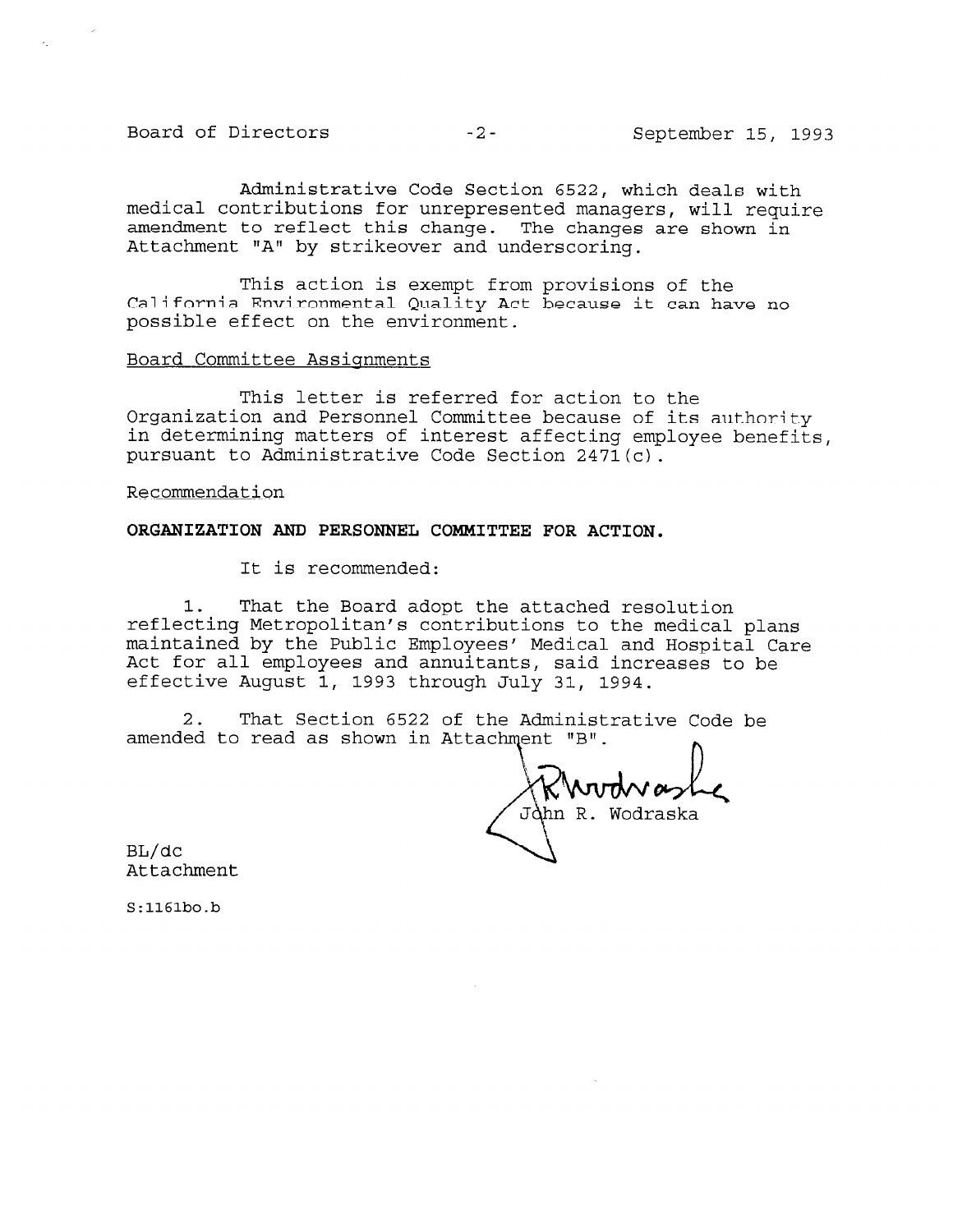Administrative Code Section 6522, which deals with medical contributions for unrepresented managers, will require amendment to reflect this change. The changes are shown in Attachment "A" by strikeover and underscoring.

This action is exempt from provisions of the California Environmental Quality Act because it can have no possible effect on the environment.

Board Committee Assignments

This letter is referred for action to the Organization and Personnel Committee because of its authority in determining matters of interest affecting employee benefits, pursuant to Administrative Code Section 2471(c).

Recommendation

**ORGANIZATION AND PERSONNEL COMMITTEE FOR ACTION.**

It is recommended:

1. That the Board adopt the attached resolution reflecting Metropolitan's contributions to the medical plans maintained by the Public Employees' Medical and Hospital Care Act for all employees and annuitants, said increases to be effective August 1, 1993 through July 31, 1994.

2. That Section 6522 of the Administrative Code be amended to read as shown in Attachment "B".

John R. Wodraska

BL/dc
Attachment

S:1161bo.b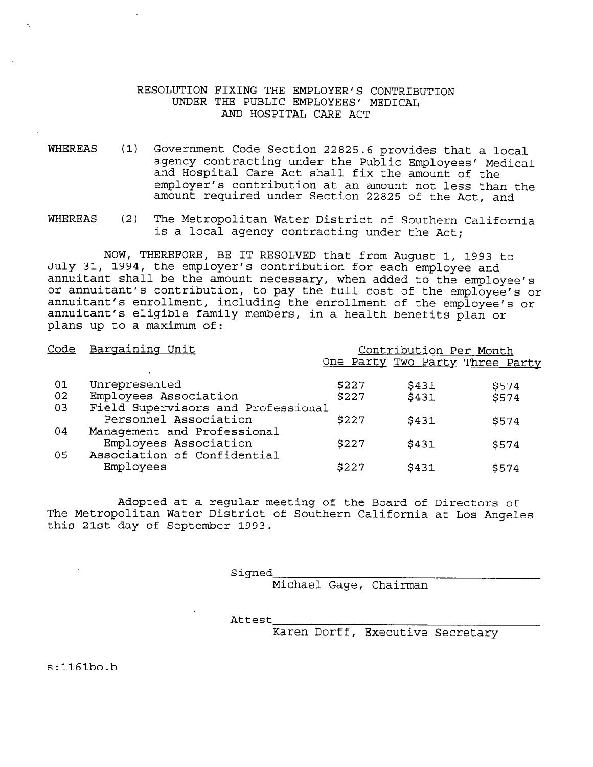# RESOLUTION FIXING THE EMPLOYER'S CONTRIBUTION UNDER THE PUBLIC EMPLOYEES' MEDICAL AND HOSPITAL CARE ACT

WHEREAS (1) Government Code Section 22825.6 provides that a local agency contracting under the Public Employees' Medical and Hospital Care Act shall fix the amount of the employer's contribution at an amount not less than the amount required under Section 22825 of the Act, and

WHEREAS (2) The Metropolitan Water District of Southern California is a local agency contracting under the Act;

NOW, THEREFORE, BE IT RESOLVED that from August 1, 1993 to July 31, 1994, the employer's contribution for each employee and annuitant shall be the amount necessary, when added to the employee's or annuitant's contribution, to pay the full cost of the employee's or annuitant's enrollment, including the enrollment of the employee's or annuitant's eligible family members, in a health benefits plan or plans up to a maximum of:

| Code | Bargaining Unit | Contribution Per Month | | |
|---|---|---|---|---|
| | | One Party | Two Party | Three Party |
| 01 | Unrepresented | $227 | $431 | $574 |
| 02 | Employees Association | $227 | $431 | $574 |
| 03 | Field Supervisors and Professional Personnel Association | $227 | $431 | $574 |
| 04 | Management and Professional Employees Association | $227 | $431 | $574 |
| 05 | Association of Confidential Employees | $227 | $431 | $574 |

Adopted at a regular meeting of the Board of Directors of The Metropolitan Water District of Southern California at Los Angeles this 21st day of September 1993.

Signed\_\_\_\_\_\_\_\_\_\_\_\_\_\_\_\_\_\_\_\_\_\_\_\_\_\_\_\_\_\_\_\_
Michael Gage, Chairman

Attest\_\_\_\_\_\_\_\_\_\_\_\_\_\_\_\_\_\_\_\_\_\_\_\_\_\_\_\_\_\_\_\_
Karen Dorff, Executive Secretary

s:1161bo.b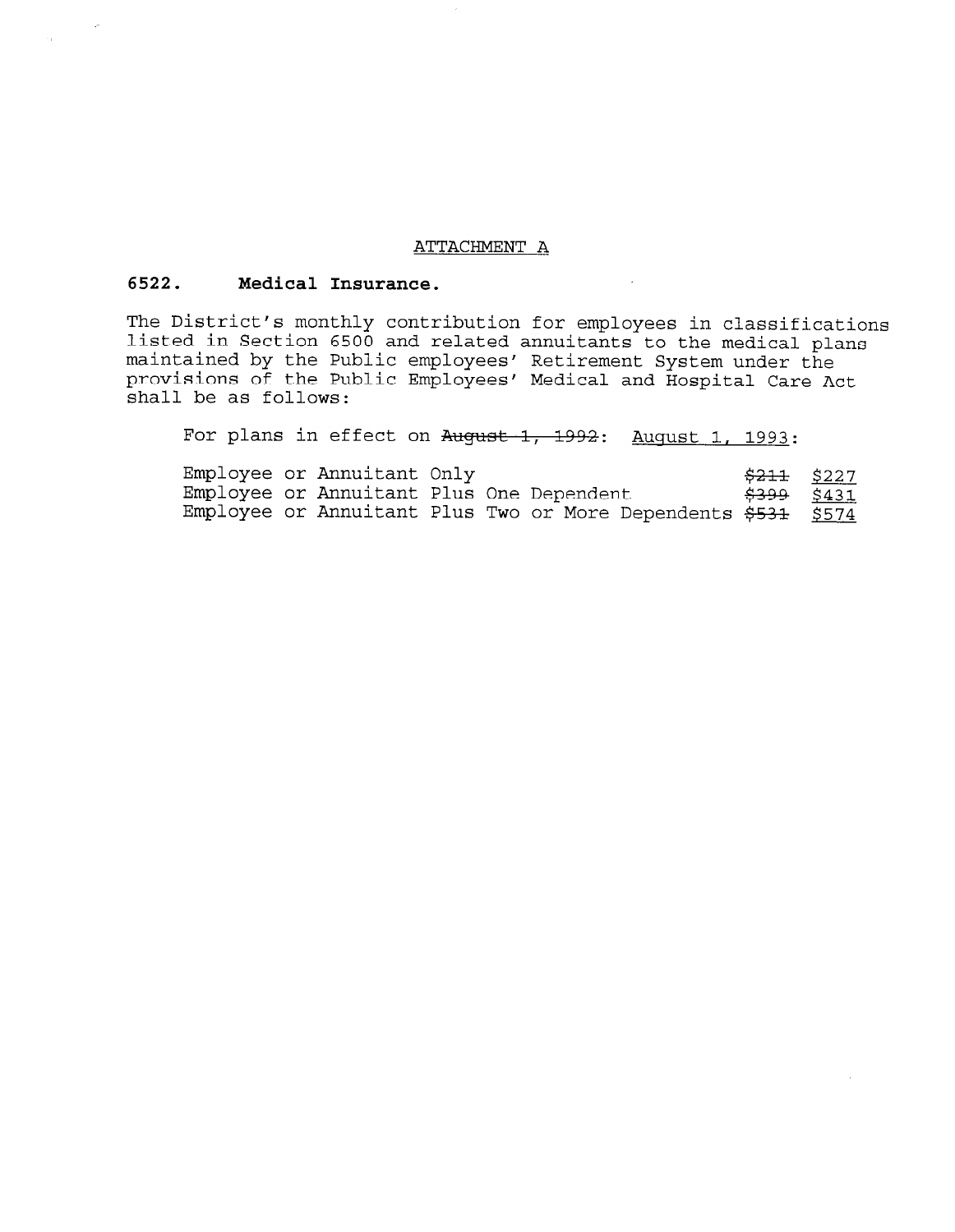ATTACHMENT A

## 6522. Medical Insurance.

The District's monthly contribution for employees in classifications listed in Section 6500 and related annuitants to the medical plans maintained by the Public employees' Retirement System under the provisions of the Public Employees' Medical and Hospital Care Act shall be as follows:

For plans in effect on ~~August 1, 1992~~: August 1, 1993:

| | | |
|---|---|---|
| Employee or Annuitant Only | ~~$211~~ | $227 |
| Employee or Annuitant Plus One Dependent | ~~$399~~ | $431 |
| Employee or Annuitant Plus Two or More Dependents | ~~$531~~ | $574 |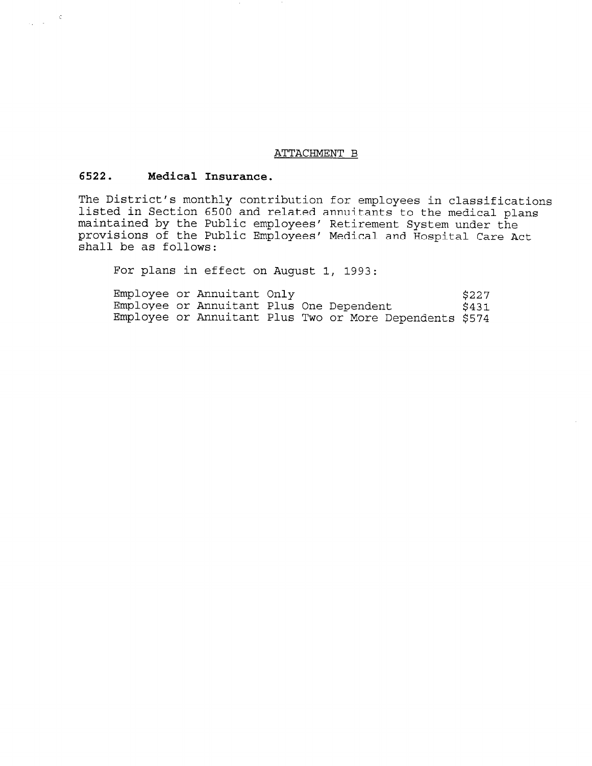ATTACHMENT B

### 6522. Medical Insurance.

The District's monthly contribution for employees in classifications listed in Section 6500 and related annuitants to the medical plans maintained by the Public employees' Retirement System under the provisions of the Public Employees' Medical and Hospital Care Act shall be as follows:

For plans in effect on August 1, 1993:

| | |
|---|---|
| Employee or Annuitant Only | $227 |
| Employee or Annuitant Plus One Dependent | $431 |
| Employee or Annuitant Plus Two or More Dependents | $574 |